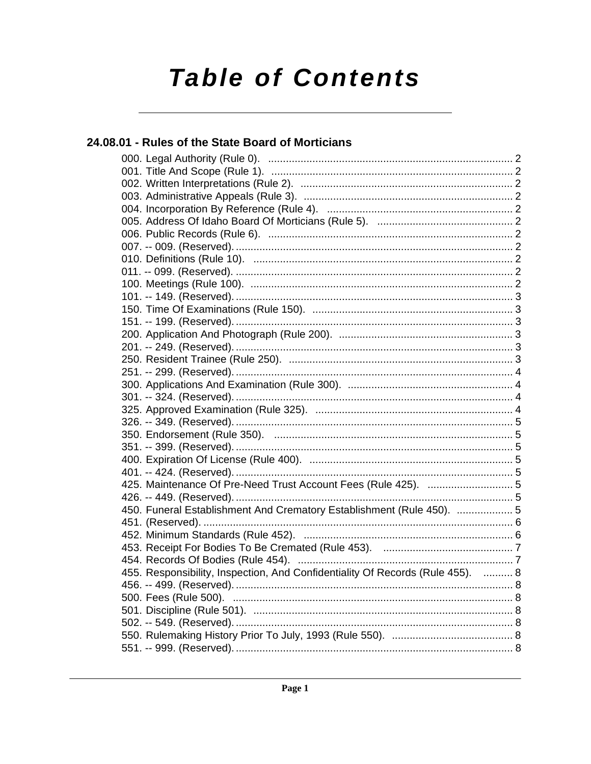# Table of Contents

## 24.08.01 - Rules of the State Board of Morticians

000. Legal Authority (Rule 0). ........ 2
001. Title And Scope (Rule 1). ........ 2
002. Written Interpretations (Rule 2). ........ 2
003. Administrative Appeals (Rule 3). ........ 2
004. Incorporation By Reference (Rule 4). ........ 2
005. Address Of Idaho Board Of Morticians (Rule 5). ........ 2
006. Public Records (Rule 6). ........ 2
007. -- 009. (Reserved). ........ 2
010. Definitions (Rule 10). ........ 2
011. -- 099. (Reserved). ........ 2
100. Meetings (Rule 100). ........ 2
101. -- 149. (Reserved). ........ 3
150. Time Of Examinations (Rule 150). ........ 3
151. -- 199. (Reserved). ........ 3
200. Application And Photograph (Rule 200). ........ 3
201. -- 249. (Reserved). ........ 3
250. Resident Trainee (Rule 250). ........ 3
251. -- 299. (Reserved). ........ 4
300. Applications And Examination (Rule 300). ........ 4
301. -- 324. (Reserved). ........ 4
325. Approved Examination (Rule 325). ........ 4
326. -- 349. (Reserved). ........ 5
350. Endorsement (Rule 350). ........ 5
351. -- 399. (Reserved). ........ 5
400. Expiration Of License (Rule 400). ........ 5
401. -- 424. (Reserved). ........ 5
425. Maintenance Of Pre-Need Trust Account Fees (Rule 425). ........ 5
426. -- 449. (Reserved). ........ 5
450. Funeral Establishment And Crematory Establishment (Rule 450). ........ 5
451. (Reserved). ........ 6
452. Minimum Standards (Rule 452). ........ 6
453. Receipt For Bodies To Be Cremated (Rule 453). ........ 7
454. Records Of Bodies (Rule 454). ........ 7
455. Responsibility, Inspection, And Confidentiality Of Records (Rule 455). ........ 8
456. -- 499. (Reserved). ........ 8
500. Fees (Rule 500). ........ 8
501. Discipline (Rule 501). ........ 8
502. -- 549. (Reserved). ........ 8
550. Rulemaking History Prior To July, 1993 (Rule 550). ........ 8
551. -- 999. (Reserved). ........ 8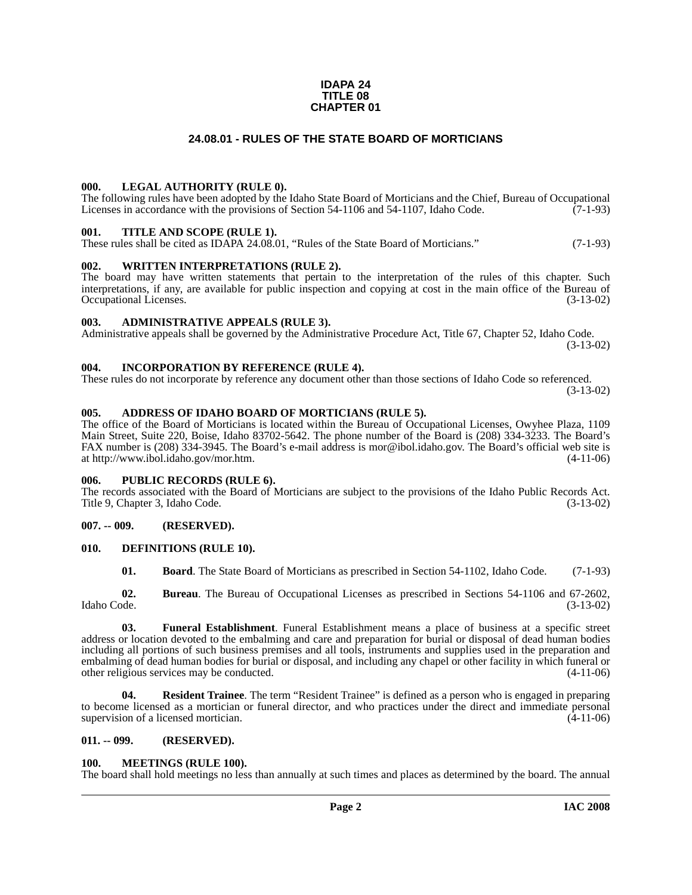**IDAPA 24**
**TITLE 08**
**CHAPTER 01**

# 24.08.01 - RULES OF THE STATE BOARD OF MORTICIANS

### 000. LEGAL AUTHORITY (RULE 0).

The following rules have been adopted by the Idaho State Board of Morticians and the Chief, Bureau of Occupational Licenses in accordance with the provisions of Section 54-1106 and 54-1107, Idaho Code. (7-1-93)

### 001. TITLE AND SCOPE (RULE 1).

These rules shall be cited as IDAPA 24.08.01, "Rules of the State Board of Morticians." (7-1-93)

### 002. WRITTEN INTERPRETATIONS (RULE 2).

The board may have written statements that pertain to the interpretation of the rules of this chapter. Such interpretations, if any, are available for public inspection and copying at cost in the main office of the Bureau of Occupational Licenses. (3-13-02)

### 003. ADMINISTRATIVE APPEALS (RULE 3).

Administrative appeals shall be governed by the Administrative Procedure Act, Title 67, Chapter 52, Idaho Code. (3-13-02)

### 004. INCORPORATION BY REFERENCE (RULE 4).

These rules do not incorporate by reference any document other than those sections of Idaho Code so referenced. (3-13-02)

### 005. ADDRESS OF IDAHO BOARD OF MORTICIANS (RULE 5).

The office of the Board of Morticians is located within the Bureau of Occupational Licenses, Owyhee Plaza, 1109 Main Street, Suite 220, Boise, Idaho 83702-5642. The phone number of the Board is (208) 334-3233. The Board's FAX number is (208) 334-3945. The Board's e-mail address is mor@ibol.idaho.gov. The Board's official web site is at http://www.ibol.idaho.gov/mor.htm. (4-11-06)

### 006. PUBLIC RECORDS (RULE 6).

The records associated with the Board of Morticians are subject to the provisions of the Idaho Public Records Act. Title 9, Chapter 3, Idaho Code. (3-13-02)

### 007. -- 009. (RESERVED).

### 010. DEFINITIONS (RULE 10).

**01. Board**. The State Board of Morticians as prescribed in Section 54-1102, Idaho Code. (7-1-93)

**02. Bureau**. The Bureau of Occupational Licenses as prescribed in Sections 54-1106 and 67-2602, Idaho Code. (3-13-02)

**03. Funeral Establishment**. Funeral Establishment means a place of business at a specific street address or location devoted to the embalming and care and preparation for burial or disposal of dead human bodies including all portions of such business premises and all tools, instruments and supplies used in the preparation and embalming of dead human bodies for burial or disposal, and including any chapel or other facility in which funeral or other religious services may be conducted. (4-11-06)

**04. Resident Trainee**. The term "Resident Trainee" is defined as a person who is engaged in preparing to become licensed as a mortician or funeral director, and who practices under the direct and immediate personal supervision of a licensed mortician. (4-11-06)

### 011. -- 099. (RESERVED).

### 100. MEETINGS (RULE 100).

The board shall hold meetings no less than annually at such times and places as determined by the board. The annual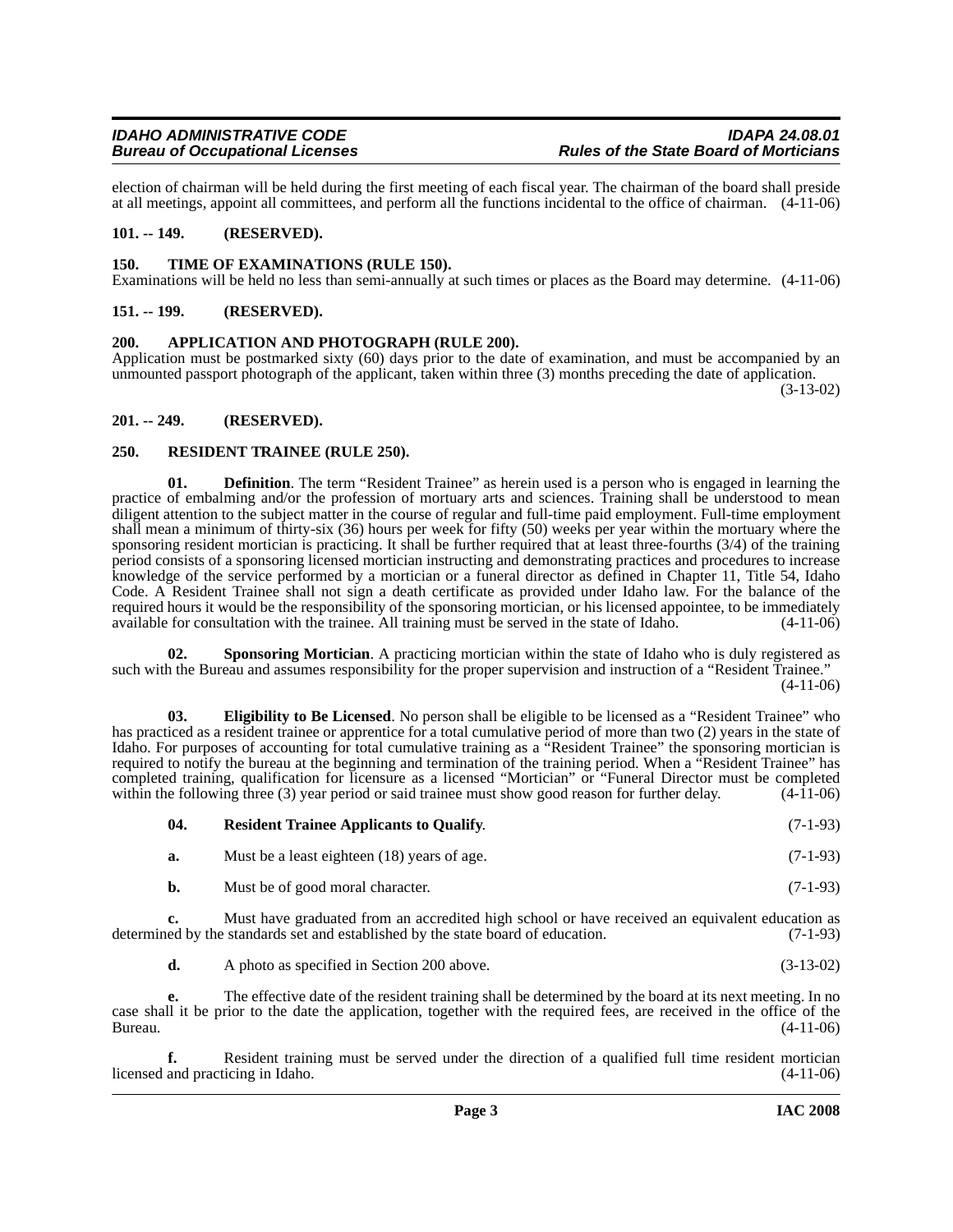election of chairman will be held during the first meeting of each fiscal year. The chairman of the board shall preside at all meetings, appoint all committees, and perform all the functions incidental to the office of chairman. (4-11-06)

### 101. -- 149. (RESERVED).

### 150. TIME OF EXAMINATIONS (RULE 150).

Examinations will be held no less than semi-annually at such times or places as the Board may determine. (4-11-06)

### 151. -- 199. (RESERVED).

### 200. APPLICATION AND PHOTOGRAPH (RULE 200).

Application must be postmarked sixty (60) days prior to the date of examination, and must be accompanied by an unmounted passport photograph of the applicant, taken within three (3) months preceding the date of application. (3-13-02)

### 201. -- 249. (RESERVED).

### 250. RESIDENT TRAINEE (RULE 250).

**01. Definition**. The term "Resident Trainee" as herein used is a person who is engaged in learning the practice of embalming and/or the profession of mortuary arts and sciences. Training shall be understood to mean diligent attention to the subject matter in the course of regular and full-time paid employment. Full-time employment shall mean a minimum of thirty-six (36) hours per week for fifty (50) weeks per year within the mortuary where the sponsoring resident mortician is practicing. It shall be further required that at least three-fourths (3/4) of the training period consists of a sponsoring licensed mortician instructing and demonstrating practices and procedures to increase knowledge of the service performed by a mortician or a funeral director as defined in Chapter 11, Title 54, Idaho Code. A Resident Trainee shall not sign a death certificate as provided under Idaho law. For the balance of the required hours it would be the responsibility of the sponsoring mortician, or his licensed appointee, to be immediately available for consultation with the trainee. All training must be served in the state of Idaho. (4-11-06)

**02. Sponsoring Mortician**. A practicing mortician within the state of Idaho who is duly registered as such with the Bureau and assumes responsibility for the proper supervision and instruction of a "Resident Trainee." (4-11-06)

**03. Eligibility to Be Licensed**. No person shall be eligible to be licensed as a "Resident Trainee" who has practiced as a resident trainee or apprentice for a total cumulative period of more than two (2) years in the state of Idaho. For purposes of accounting for total cumulative training as a "Resident Trainee" the sponsoring mortician is required to notify the bureau at the beginning and termination of the training period. When a "Resident Trainee" has completed training, qualification for licensure as a licensed "Mortician" or "Funeral Director must be completed within the following three (3) year period or said trainee must show good reason for further delay. (4-11-06)

**04. Resident Trainee Applicants to Qualify**. (7-1-93)

**a.** Must be a least eighteen (18) years of age. (7-1-93)

**b.** Must be of good moral character. (7-1-93)

**c.** Must have graduated from an accredited high school or have received an equivalent education as determined by the standards set and established by the state board of education. (7-1-93)

**d.** A photo as specified in Section 200 above. (3-13-02)

**e.** The effective date of the resident training shall be determined by the board at its next meeting. In no case shall it be prior to the date the application, together with the required fees, are received in the office of the Bureau. (4-11-06)

**f.** Resident training must be served under the direction of a qualified full time resident mortician licensed and practicing in Idaho. (4-11-06)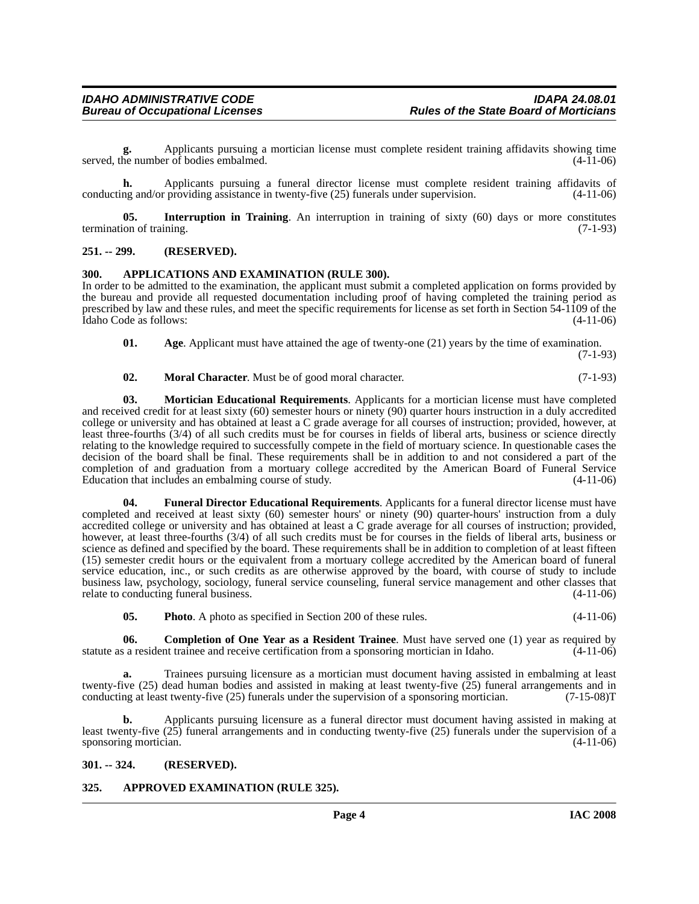**g.** Applicants pursuing a mortician license must complete resident training affidavits showing time served, the number of bodies embalmed. (4-11-06)

**h.** Applicants pursuing a funeral director license must complete resident training affidavits of conducting and/or providing assistance in twenty-five (25) funerals under supervision. (4-11-06)

**05. Interruption in Training**. An interruption in training of sixty (60) days or more constitutes termination of training. (7-1-93)

## 251. -- 299. (RESERVED).

## 300. APPLICATIONS AND EXAMINATION (RULE 300).

In order to be admitted to the examination, the applicant must submit a completed application on forms provided by the bureau and provide all requested documentation including proof of having completed the training period as prescribed by law and these rules, and meet the specific requirements for license as set forth in Section 54-1109 of the Idaho Code as follows: (4-11-06)

**01. Age**. Applicant must have attained the age of twenty-one (21) years by the time of examination. (7-1-93)

**02. Moral Character**. Must be of good moral character. (7-1-93)

**03. Mortician Educational Requirements**. Applicants for a mortician license must have completed and received credit for at least sixty (60) semester hours or ninety (90) quarter hours instruction in a duly accredited college or university and has obtained at least a C grade average for all courses of instruction; provided, however, at least three-fourths (3/4) of all such credits must be for courses in fields of liberal arts, business or science directly relating to the knowledge required to successfully compete in the field of mortuary science. In questionable cases the decision of the board shall be final. These requirements shall be in addition to and not considered a part of the completion of and graduation from a mortuary college accredited by the American Board of Funeral Service Education that includes an embalming course of study. (4-11-06)

**04. Funeral Director Educational Requirements**. Applicants for a funeral director license must have completed and received at least sixty (60) semester hours' or ninety (90) quarter-hours' instruction from a duly accredited college or university and has obtained at least a C grade average for all courses of instruction; provided, however, at least three-fourths (3/4) of all such credits must be for courses in the fields of liberal arts, business or science as defined and specified by the board. These requirements shall be in addition to completion of at least fifteen (15) semester credit hours or the equivalent from a mortuary college accredited by the American board of funeral service education, inc., or such credits as are otherwise approved by the board, with course of study to include business law, psychology, sociology, funeral service counseling, funeral service management and other classes that relate to conducting funeral business. (4-11-06)

**05. Photo**. A photo as specified in Section 200 of these rules. (4-11-06)

**06. Completion of One Year as a Resident Trainee**. Must have served one (1) year as required by statute as a resident trainee and receive certification from a sponsoring mortician in Idaho. (4-11-06)

**a.** Trainees pursuing licensure as a mortician must document having assisted in embalming at least twenty-five (25) dead human bodies and assisted in making at least twenty-five (25) funeral arrangements and in conducting at least twenty-five (25) funerals under the supervision of a sponsoring mortician. (7-15-08)T

**b.** Applicants pursuing licensure as a funeral director must document having assisted in making at least twenty-five (25) funeral arrangements and in conducting twenty-five (25) funerals under the supervision of a sponsoring mortician. (4-11-06)

## 301. -- 324. (RESERVED).

## 325. APPROVED EXAMINATION (RULE 325).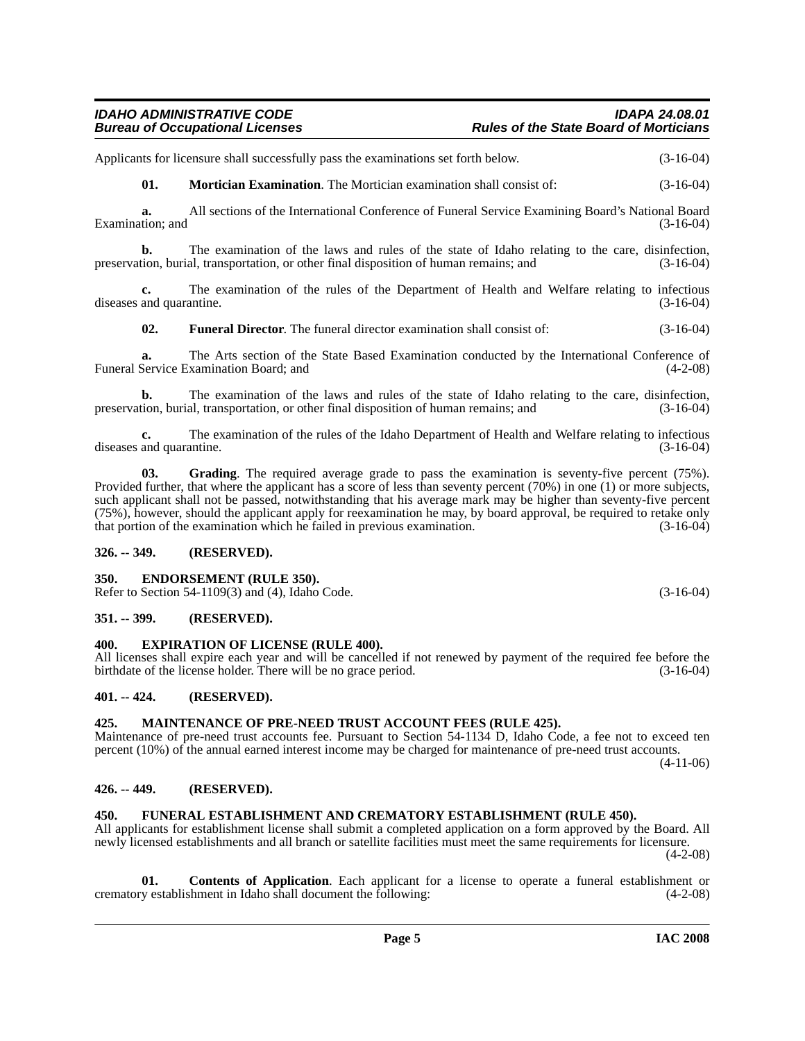Applicants for licensure shall successfully pass the examinations set forth below. (3-16-04)

**01. Mortician Examination**. The Mortician examination shall consist of: (3-16-04)

**a.** All sections of the International Conference of Funeral Service Examining Board's National Board Examination; and (3-16-04)

**b.** The examination of the laws and rules of the state of Idaho relating to the care, disinfection, preservation, burial, transportation, or other final disposition of human remains; and (3-16-04)

**c.** The examination of the rules of the Department of Health and Welfare relating to infectious diseases and quarantine. (3-16-04)

**02. Funeral Director**. The funeral director examination shall consist of: (3-16-04)

**a.** The Arts section of the State Based Examination conducted by the International Conference of Funeral Service Examination Board; and (4-2-08)

**b.** The examination of the laws and rules of the state of Idaho relating to the care, disinfection, preservation, burial, transportation, or other final disposition of human remains; and (3-16-04)

**c.** The examination of the rules of the Idaho Department of Health and Welfare relating to infectious diseases and quarantine. (3-16-04)

**03. Grading**. The required average grade to pass the examination is seventy-five percent (75%). Provided further, that where the applicant has a score of less than seventy percent (70%) in one (1) or more subjects, such applicant shall not be passed, notwithstanding that his average mark may be higher than seventy-five percent (75%), however, should the applicant apply for reexamination he may, by board approval, be required to retake only that portion of the examination which he failed in previous examination. (3-16-04)

## 326. -- 349. (RESERVED).

## 350. ENDORSEMENT (RULE 350).

Refer to Section 54-1109(3) and (4), Idaho Code. (3-16-04)

## 351. -- 399. (RESERVED).

## 400. EXPIRATION OF LICENSE (RULE 400).

All licenses shall expire each year and will be cancelled if not renewed by payment of the required fee before the birthdate of the license holder. There will be no grace period. (3-16-04)

## 401. -- 424. (RESERVED).

## 425. MAINTENANCE OF PRE-NEED TRUST ACCOUNT FEES (RULE 425).

Maintenance of pre-need trust accounts fee. Pursuant to Section 54-1134 D, Idaho Code, a fee not to exceed ten percent (10%) of the annual earned interest income may be charged for maintenance of pre-need trust accounts. (4-11-06)

## 426. -- 449. (RESERVED).

## 450. FUNERAL ESTABLISHMENT AND CREMATORY ESTABLISHMENT (RULE 450).

All applicants for establishment license shall submit a completed application on a form approved by the Board. All newly licensed establishments and all branch or satellite facilities must meet the same requirements for licensure. (4-2-08)

**01. Contents of Application**. Each applicant for a license to operate a funeral establishment or crematory establishment in Idaho shall document the following: (4-2-08)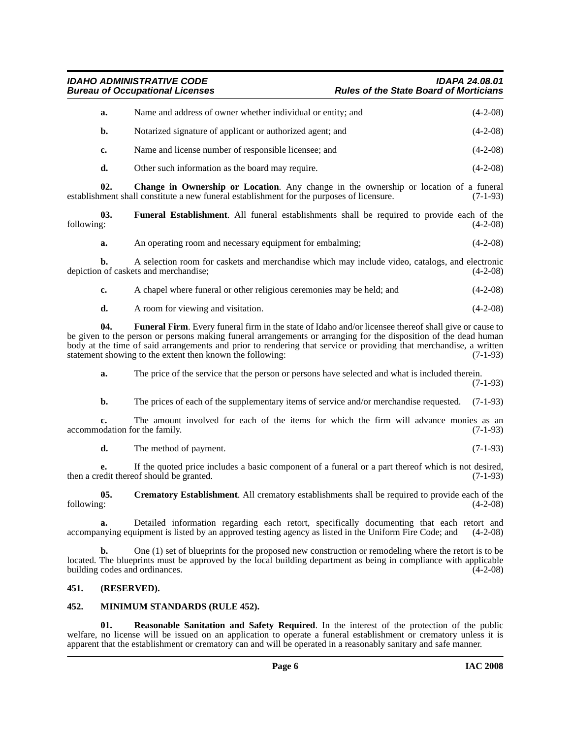**a.** Name and address of owner whether individual or entity; and (4-2-08)

**b.** Notarized signature of applicant or authorized agent; and (4-2-08)

**c.** Name and license number of responsible licensee; and (4-2-08)

**d.** Other such information as the board may require. (4-2-08)

**02. Change in Ownership or Location**. Any change in the ownership or location of a funeral establishment shall constitute a new funeral establishment for the purposes of licensure. (7-1-93)

**03. Funeral Establishment**. All funeral establishments shall be required to provide each of the following: (4-2-08)

**a.** An operating room and necessary equipment for embalming; (4-2-08)

**b.** A selection room for caskets and merchandise which may include video, catalogs, and electronic depiction of caskets and merchandise; (4-2-08)

**c.** A chapel where funeral or other religious ceremonies may be held; and (4-2-08)

**d.** A room for viewing and visitation. (4-2-08)

**04. Funeral Firm**. Every funeral firm in the state of Idaho and/or licensee thereof shall give or cause to be given to the person or persons making funeral arrangements or arranging for the disposition of the dead human body at the time of said arrangements and prior to rendering that service or providing that merchandise, a written statement showing to the extent then known the following: (7-1-93)

**a.** The price of the service that the person or persons have selected and what is included therein. (7-1-93)

**b.** The prices of each of the supplementary items of service and/or merchandise requested. (7-1-93)

**c.** The amount involved for each of the items for which the firm will advance monies as an accommodation for the family. (7-1-93)

**d.** The method of payment. (7-1-93)

**e.** If the quoted price includes a basic component of a funeral or a part thereof which is not desired, then a credit thereof should be granted. (7-1-93)

**05. Crematory Establishment**. All crematory establishments shall be required to provide each of the following: (4-2-08)

**a.** Detailed information regarding each retort, specifically documenting that each retort and accompanying equipment is listed by an approved testing agency as listed in the Uniform Fire Code; and (4-2-08)

**b.** One (1) set of blueprints for the proposed new construction or remodeling where the retort is to be located. The blueprints must be approved by the local building department as being in compliance with applicable building codes and ordinances. (4-2-08)

## 451. (RESERVED).

## 452. MINIMUM STANDARDS (RULE 452).

**01. Reasonable Sanitation and Safety Required**. In the interest of the protection of the public welfare, no license will be issued on an application to operate a funeral establishment or crematory unless it is apparent that the establishment or crematory can and will be operated in a reasonably sanitary and safe manner.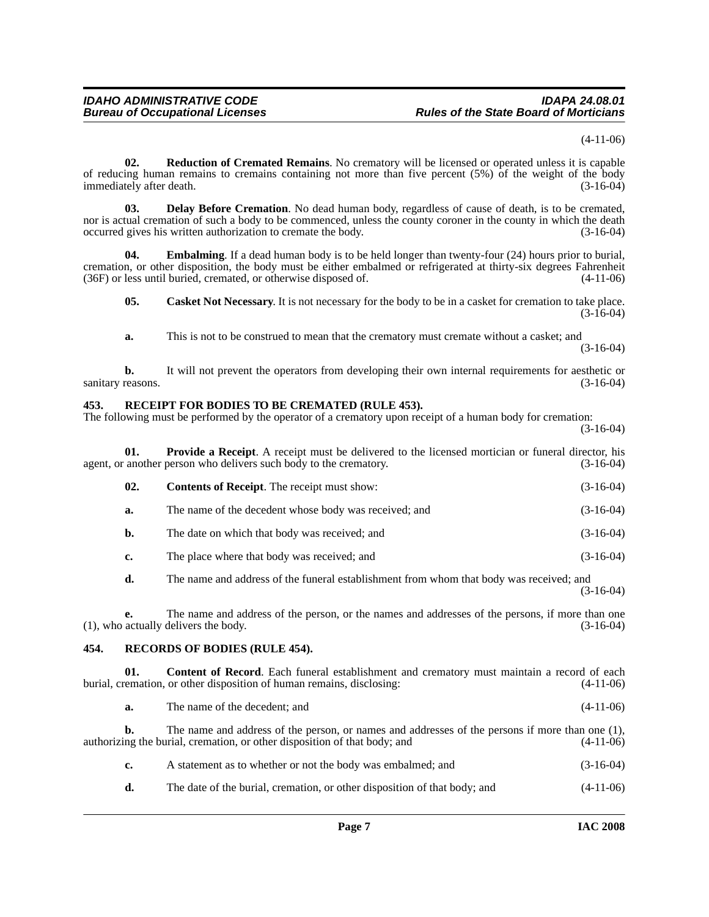(4-11-06)

**02. Reduction of Cremated Remains**. No crematory will be licensed or operated unless it is capable of reducing human remains to cremains containing not more than five percent (5%) of the weight of the body immediately after death. (3-16-04)

**03. Delay Before Cremation**. No dead human body, regardless of cause of death, is to be cremated, nor is actual cremation of such a body to be commenced, unless the county coroner in the county in which the death occurred gives his written authorization to cremate the body. (3-16-04)

**04. Embalming**. If a dead human body is to be held longer than twenty-four (24) hours prior to burial, cremation, or other disposition, the body must be either embalmed or refrigerated at thirty-six degrees Fahrenheit (36F) or less until buried, cremated, or otherwise disposed of. (4-11-06)

**05. Casket Not Necessary**. It is not necessary for the body to be in a casket for cremation to take place. (3-16-04)

**a.** This is not to be construed to mean that the crematory must cremate without a casket; and (3-16-04)

**b.** It will not prevent the operators from developing their own internal requirements for aesthetic or sanitary reasons. (3-16-04)

## 453. RECEIPT FOR BODIES TO BE CREMATED (RULE 453).

The following must be performed by the operator of a crematory upon receipt of a human body for cremation: (3-16-04)

**01. Provide a Receipt**. A receipt must be delivered to the licensed mortician or funeral director, his agent, or another person who delivers such body to the crematory. (3-16-04)

**02. Contents of Receipt**. The receipt must show: (3-16-04)

**a.** The name of the decedent whose body was received; and (3-16-04)

**b.** The date on which that body was received; and (3-16-04)

**c.** The place where that body was received; and (3-16-04)

**d.** The name and address of the funeral establishment from whom that body was received; and (3-16-04)

**e.** The name and address of the person, or the names and addresses of the persons, if more than one (1), who actually delivers the body. (3-16-04)

## 454. RECORDS OF BODIES (RULE 454).

**01. Content of Record**. Each funeral establishment and crematory must maintain a record of each burial, cremation, or other disposition of human remains, disclosing: (4-11-06)

**a.** The name of the decedent; and (4-11-06)

**b.** The name and address of the person, or names and addresses of the persons if more than one (1), authorizing the burial, cremation, or other disposition of that body; and (4-11-06)

**c.** A statement as to whether or not the body was embalmed; and (3-16-04)

**d.** The date of the burial, cremation, or other disposition of that body; and (4-11-06)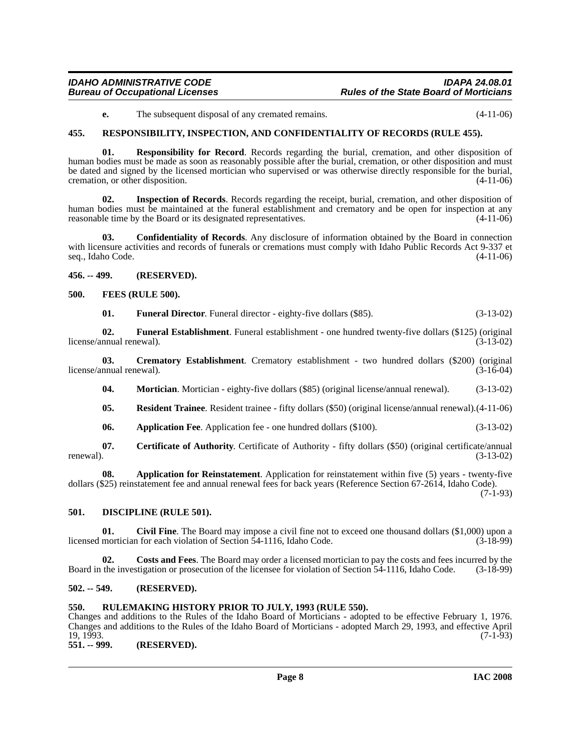**e.** The subsequent disposal of any cremated remains. (4-11-06)

## 455. RESPONSIBILITY, INSPECTION, AND CONFIDENTIALITY OF RECORDS (RULE 455).

**01. Responsibility for Record**. Records regarding the burial, cremation, and other disposition of human bodies must be made as soon as reasonably possible after the burial, cremation, or other disposition and must be dated and signed by the licensed mortician who supervised or was otherwise directly responsible for the burial, cremation, or other disposition. (4-11-06)

**02. Inspection of Records**. Records regarding the receipt, burial, cremation, and other disposition of human bodies must be maintained at the funeral establishment and crematory and be open for inspection at any reasonable time by the Board or its designated representatives. (4-11-06)

**03. Confidentiality of Records**. Any disclosure of information obtained by the Board in connection with licensure activities and records of funerals or cremations must comply with Idaho Public Records Act 9-337 et seq., Idaho Code. (4-11-06)

## 456. -- 499. (RESERVED).

## 500. FEES (RULE 500).

**01. Funeral Director**. Funeral director - eighty-five dollars ($85). (3-13-02)

**02. Funeral Establishment**. Funeral establishment - one hundred twenty-five dollars ($125) (original license/annual renewal). (3-13-02)

**03. Crematory Establishment**. Crematory establishment - two hundred dollars ($200) (original license/annual renewal). (3-16-04)

**04. Mortician**. Mortician - eighty-five dollars ($85) (original license/annual renewal). (3-13-02)

**05. Resident Trainee**. Resident trainee - fifty dollars ($50) (original license/annual renewal).(4-11-06)

**06. Application Fee**. Application fee - one hundred dollars ($100). (3-13-02)

**07. Certificate of Authority**. Certificate of Authority - fifty dollars ($50) (original certificate/annual renewal). (3-13-02)

**08. Application for Reinstatement**. Application for reinstatement within five (5) years - twenty-five dollars ($25) reinstatement fee and annual renewal fees for back years (Reference Section 67-2614, Idaho Code). (7-1-93)

## 501. DISCIPLINE (RULE 501).

**01. Civil Fine**. The Board may impose a civil fine not to exceed one thousand dollars ($1,000) upon a licensed mortician for each violation of Section 54-1116, Idaho Code. (3-18-99)

**02. Costs and Fees**. The Board may order a licensed mortician to pay the costs and fees incurred by the Board in the investigation or prosecution of the licensee for violation of Section 54-1116, Idaho Code. (3-18-99)

## 502. -- 549. (RESERVED).

## 550. RULEMAKING HISTORY PRIOR TO JULY, 1993 (RULE 550).

Changes and additions to the Rules of the Idaho Board of Morticians - adopted to be effective February 1, 1976. Changes and additions to the Rules of the Idaho Board of Morticians - adopted March 29, 1993, and effective April 19, 1993. (7-1-93)

## 551. -- 999. (RESERVED).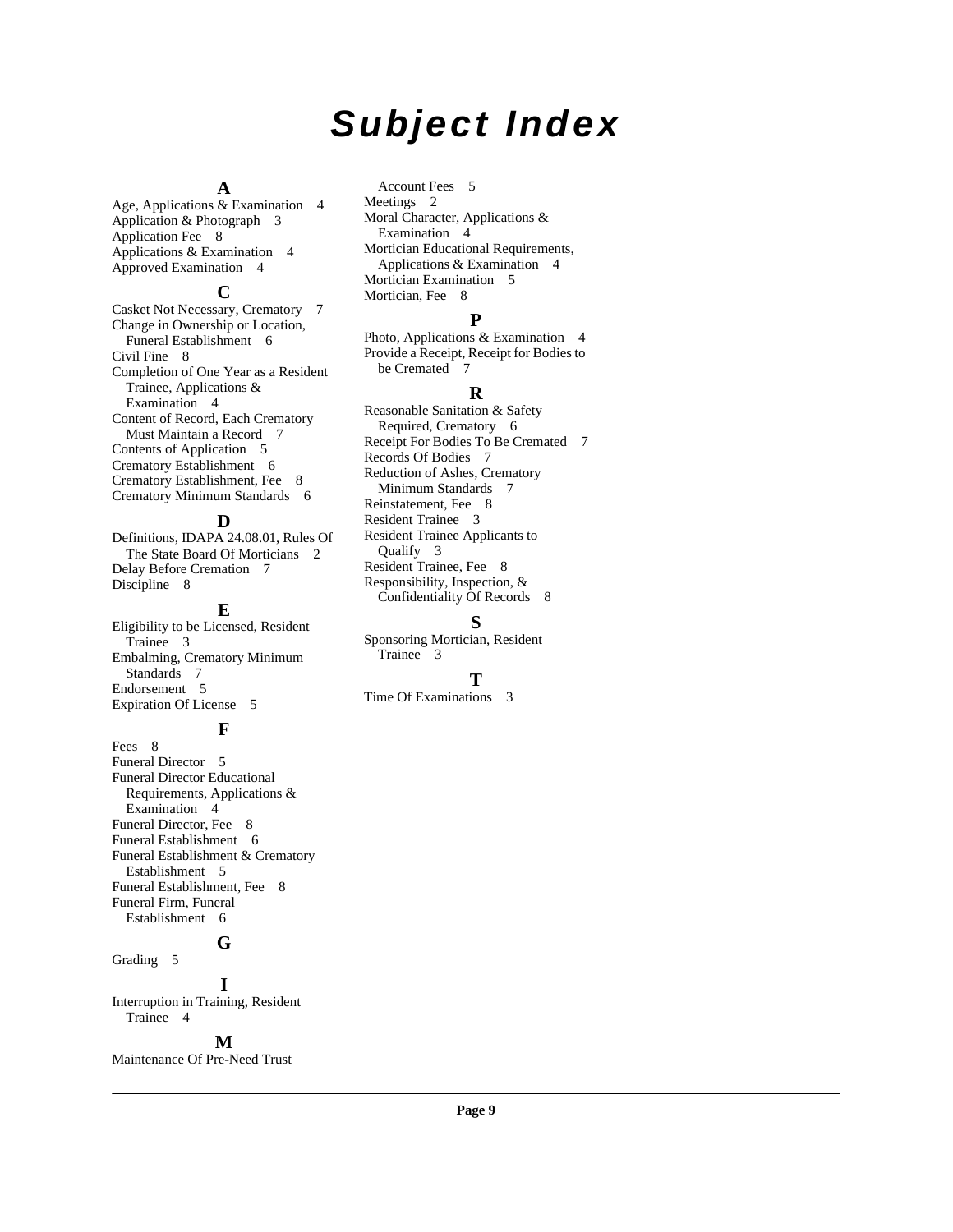# Subject Index

**A**

Age, Applications & Examination 4
Application & Photograph 3
Application Fee 8
Applications & Examination 4
Approved Examination 4

**C**

Casket Not Necessary, Crematory 7
Change in Ownership or Location, Funeral Establishment 6
Civil Fine 8
Completion of One Year as a Resident Trainee, Applications & Examination 4
Content of Record, Each Crematory Must Maintain a Record 7
Contents of Application 5
Crematory Establishment 6
Crematory Establishment, Fee 8
Crematory Minimum Standards 6

**D**

Definitions, IDAPA 24.08.01, Rules Of The State Board Of Morticians 2
Delay Before Cremation 7
Discipline 8

**E**

Eligibility to be Licensed, Resident Trainee 3
Embalming, Crematory Minimum Standards 7
Endorsement 5
Expiration Of License 5

**F**

Fees 8
Funeral Director 5
Funeral Director Educational Requirements, Applications & Examination 4
Funeral Director, Fee 8
Funeral Establishment 6
Funeral Establishment & Crematory Establishment 5
Funeral Establishment, Fee 8
Funeral Firm, Funeral Establishment 6

**G**

Grading 5

**I**

Interruption in Training, Resident Trainee 4

**M**

Maintenance Of Pre-Need Trust Account Fees 5
Meetings 2
Moral Character, Applications & Examination 4
Mortician Educational Requirements, Applications & Examination 4
Mortician Examination 5
Mortician, Fee 8

**P**

Photo, Applications & Examination 4
Provide a Receipt, Receipt for Bodies to be Cremated 7

**R**

Reasonable Sanitation & Safety Required, Crematory 6
Receipt For Bodies To Be Cremated 7
Records Of Bodies 7
Reduction of Ashes, Crematory Minimum Standards 7
Reinstatement, Fee 8
Resident Trainee 3
Resident Trainee Applicants to Qualify 3
Resident Trainee, Fee 8
Responsibility, Inspection, & Confidentiality Of Records 8

**S**

Sponsoring Mortician, Resident Trainee 3

**T**

Time Of Examinations 3